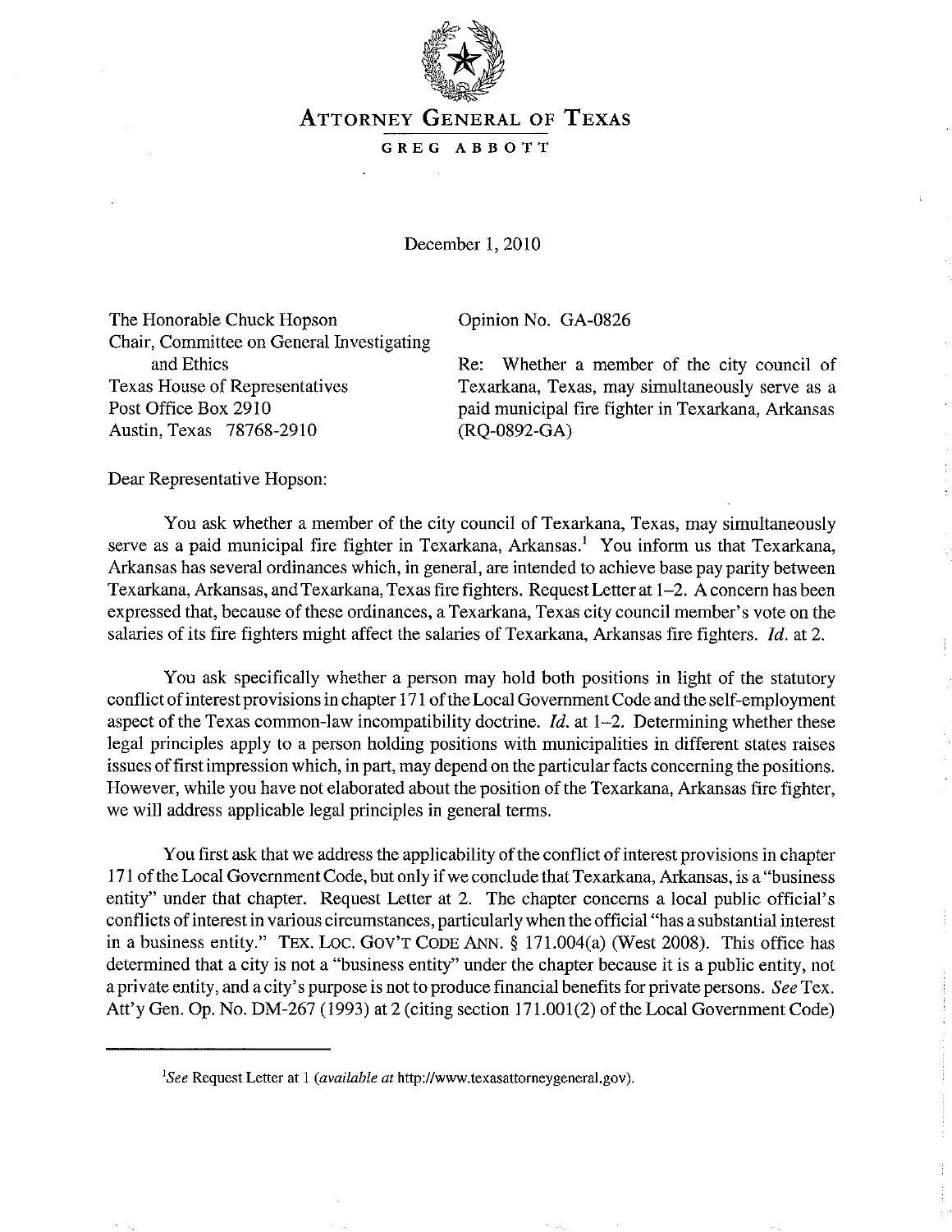# ATTORNEY GENERAL OF TEXAS

**GREG ABBOTT**

December 1, 2010

The Honorable Chuck Hopson
Chair, Committee on General Investigating and Ethics
Texas House of Representatives
Post Office Box 2910
Austin, Texas 78768-2910

Opinion No. GA-0826

Re: Whether a member of the city council of Texarkana, Texas, may simultaneously serve as a paid municipal fire fighter in Texarkana, Arkansas (RQ-0892-GA)

Dear Representative Hopson:

You ask whether a member of the city council of Texarkana, Texas, may simultaneously serve as a paid municipal fire fighter in Texarkana, Arkansas.[1] You inform us that Texarkana, Arkansas has several ordinances which, in general, are intended to achieve base pay parity between Texarkana, Arkansas, and Texarkana, Texas fire fighters. Request Letter at 1–2. A concern has been expressed that, because of these ordinances, a Texarkana, Texas city council member's vote on the salaries of its fire fighters might affect the salaries of Texarkana, Arkansas fire fighters. *Id.* at 2.

You ask specifically whether a person may hold both positions in light of the statutory conflict of interest provisions in chapter 171 of the Local Government Code and the self-employment aspect of the Texas common-law incompatibility doctrine. *Id.* at 1–2. Determining whether these legal principles apply to a person holding positions with municipalities in different states raises issues of first impression which, in part, may depend on the particular facts concerning the positions. However, while you have not elaborated about the position of the Texarkana, Arkansas fire fighter, we will address applicable legal principles in general terms.

You first ask that we address the applicability of the conflict of interest provisions in chapter 171 of the Local Government Code, but only if we conclude that Texarkana, Arkansas, is a "business entity" under that chapter. Request Letter at 2. The chapter concerns a local public official's conflicts of interest in various circumstances, particularly when the official "has a substantial interest in a business entity." TEX. LOC. GOV'T CODE ANN. § 171.004(a) (West 2008). This office has determined that a city is not a "business entity" under the chapter because it is a public entity, not a private entity, and a city's purpose is not to produce financial benefits for private persons. *See* Tex. Att'y Gen. Op. No. DM-267 (1993) at 2 (citing section 171.001(2) of the Local Government Code)

---

[1] *See* Request Letter at 1 (*available at* http://www.texasattorneygeneral.gov).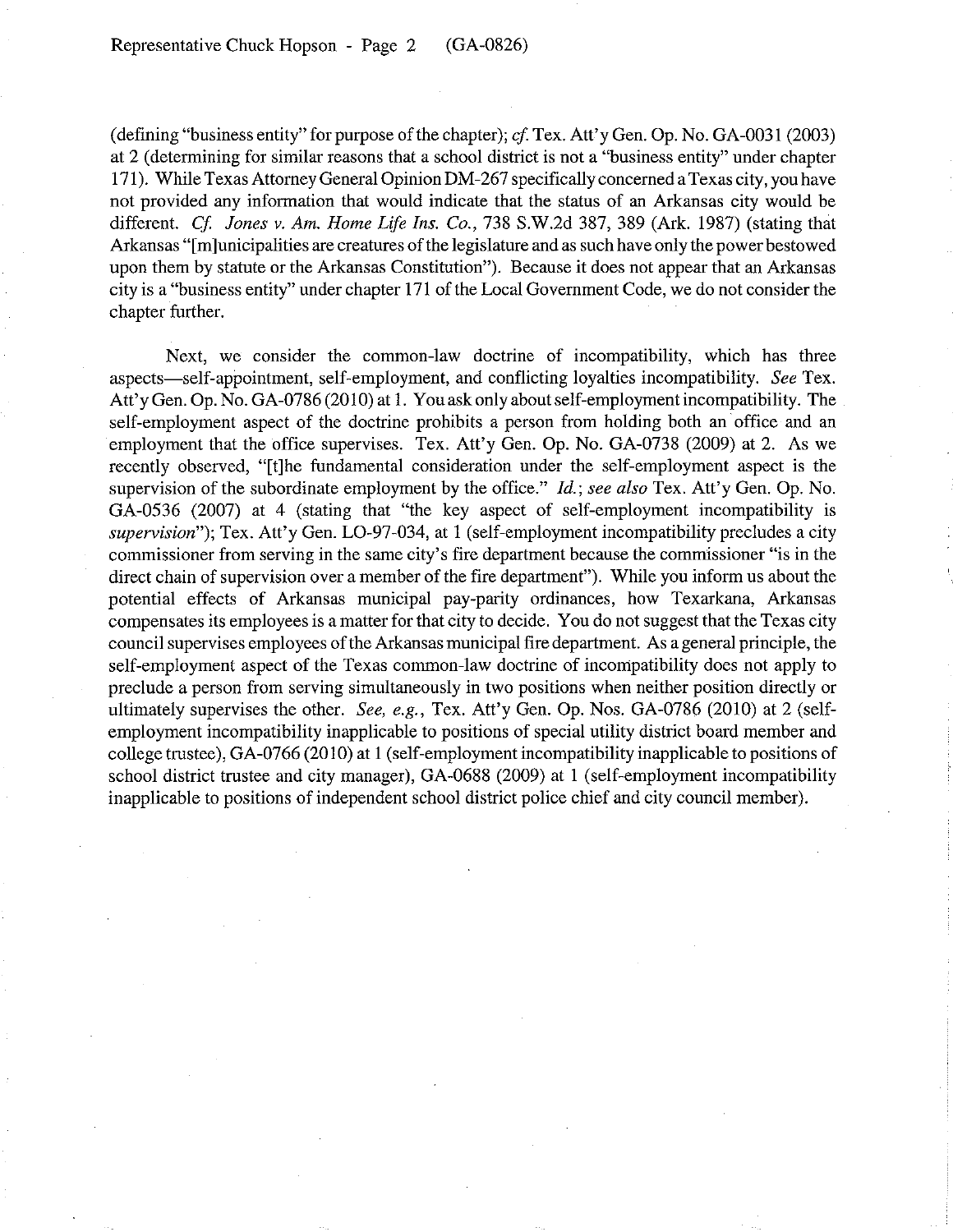(defining "business entity" for purpose of the chapter); *cf.* Tex. Att'y Gen. Op. No. GA-0031 (2003) at 2 (determining for similar reasons that a school district is not a "business entity" under chapter 171). While Texas Attorney General Opinion DM-267 specifically concerned a Texas city, you have not provided any information that would indicate that the status of an Arkansas city would be different. *Cf. Jones v. Am. Home Life Ins. Co.*, 738 S.W.2d 387, 389 (Ark. 1987) (stating that Arkansas "[m]unicipalities are creatures of the legislature and as such have only the power bestowed upon them by statute or the Arkansas Constitution"). Because it does not appear that an Arkansas city is a "business entity" under chapter 171 of the Local Government Code, we do not consider the chapter further.

Next, we consider the common-law doctrine of incompatibility, which has three aspects—self-appointment, self-employment, and conflicting loyalties incompatibility. *See* Tex. Att'y Gen. Op. No. GA-0786 (2010) at 1. You ask only about self-employment incompatibility. The self-employment aspect of the doctrine prohibits a person from holding both an office and an employment that the office supervises. Tex. Att'y Gen. Op. No. GA-0738 (2009) at 2. As we recently observed, "[t]he fundamental consideration under the self-employment aspect is the supervision of the subordinate employment by the office." *Id.*; *see also* Tex. Att'y Gen. Op. No. GA-0536 (2007) at 4 (stating that "the key aspect of self-employment incompatibility is *supervision*"); Tex. Att'y Gen. LO-97-034, at 1 (self-employment incompatibility precludes a city commissioner from serving in the same city's fire department because the commissioner "is in the direct chain of supervision over a member of the fire department"). While you inform us about the potential effects of Arkansas municipal pay-parity ordinances, how Texarkana, Arkansas compensates its employees is a matter for that city to decide. You do not suggest that the Texas city council supervises employees of the Arkansas municipal fire department. As a general principle, the self-employment aspect of the Texas common-law doctrine of incompatibility does not apply to preclude a person from serving simultaneously in two positions when neither position directly or ultimately supervises the other. *See, e.g.*, Tex. Att'y Gen. Op. Nos. GA-0786 (2010) at 2 (self-employment incompatibility inapplicable to positions of special utility district board member and college trustee), GA-0766 (2010) at 1 (self-employment incompatibility inapplicable to positions of school district trustee and city manager), GA-0688 (2009) at 1 (self-employment incompatibility inapplicable to positions of independent school district police chief and city council member).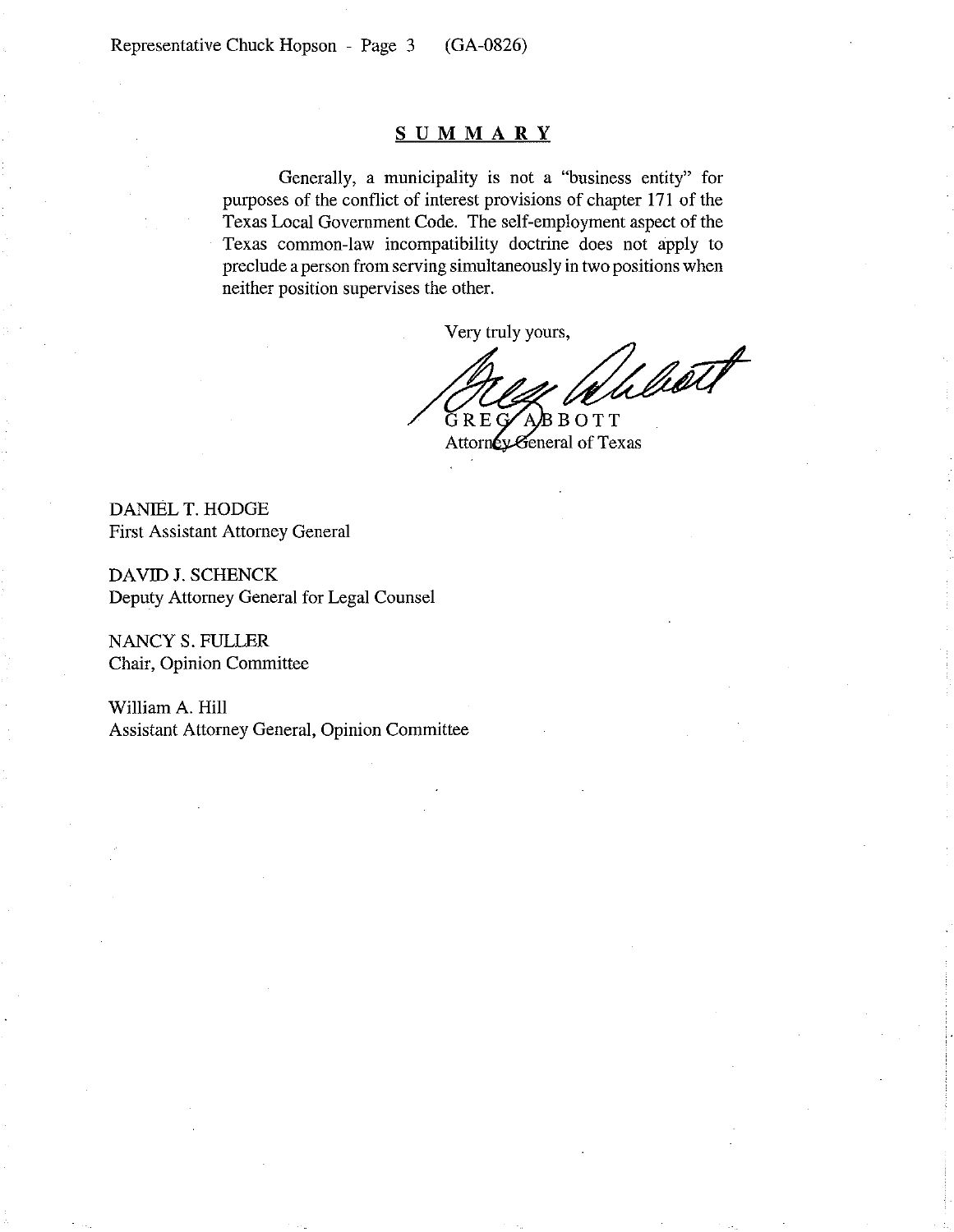## SUMMARY

Generally, a municipality is not a "business entity" for purposes of the conflict of interest provisions of chapter 171 of the Texas Local Government Code. The self-employment aspect of the Texas common-law incompatibility doctrine does not apply to preclude a person from serving simultaneously in two positions when neither position supervises the other.

Very truly yours,

GREG ABBOTT
Attorney General of Texas

DANIEL T. HODGE
First Assistant Attorney General

DAVID J. SCHENCK
Deputy Attorney General for Legal Counsel

NANCY S. FULLER
Chair, Opinion Committee

William A. Hill
Assistant Attorney General, Opinion Committee